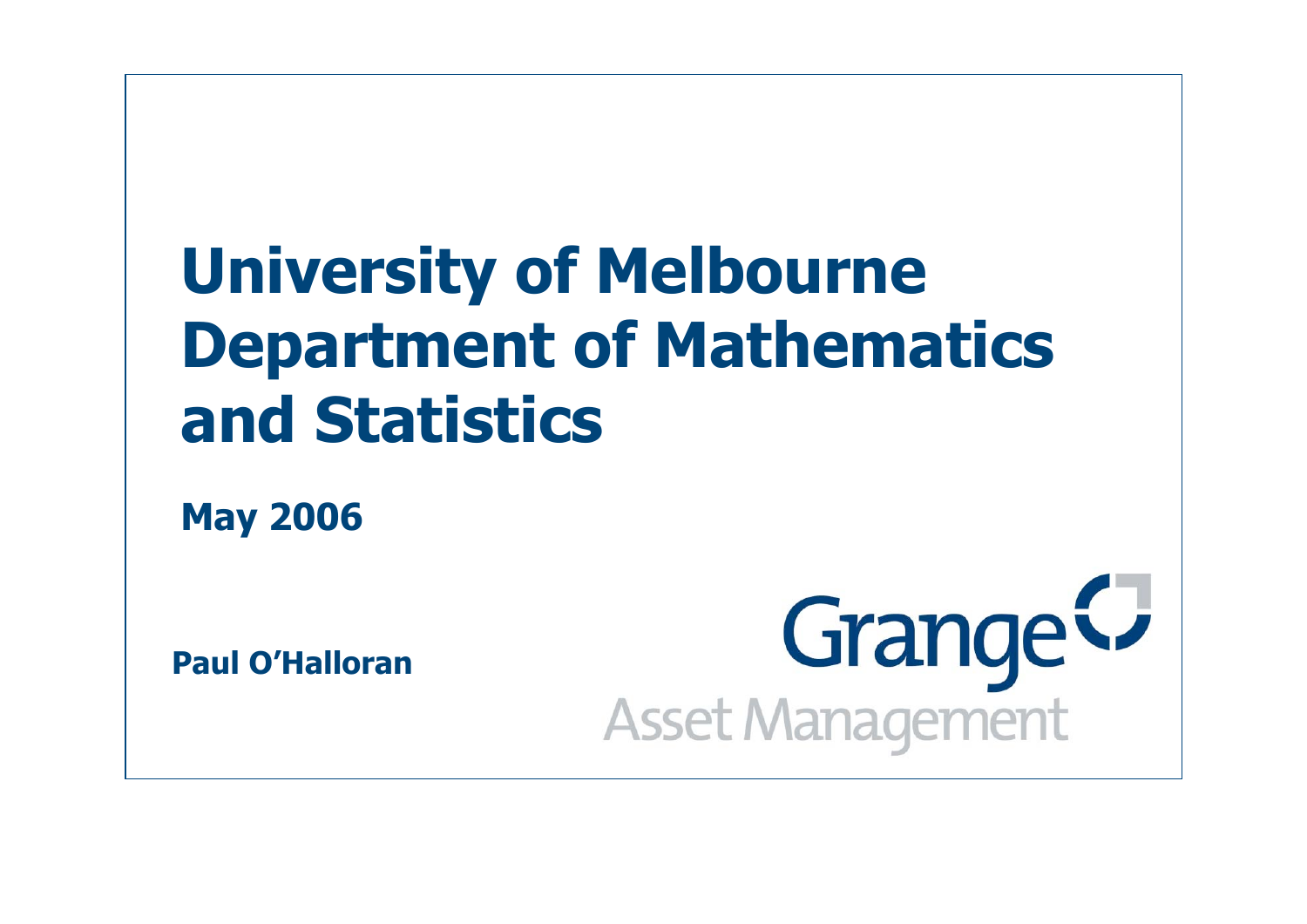# University of Melbourne Department of Mathematics and Statistics

**May 2006**

**Paul O'Halloran**

Grange

Asset Management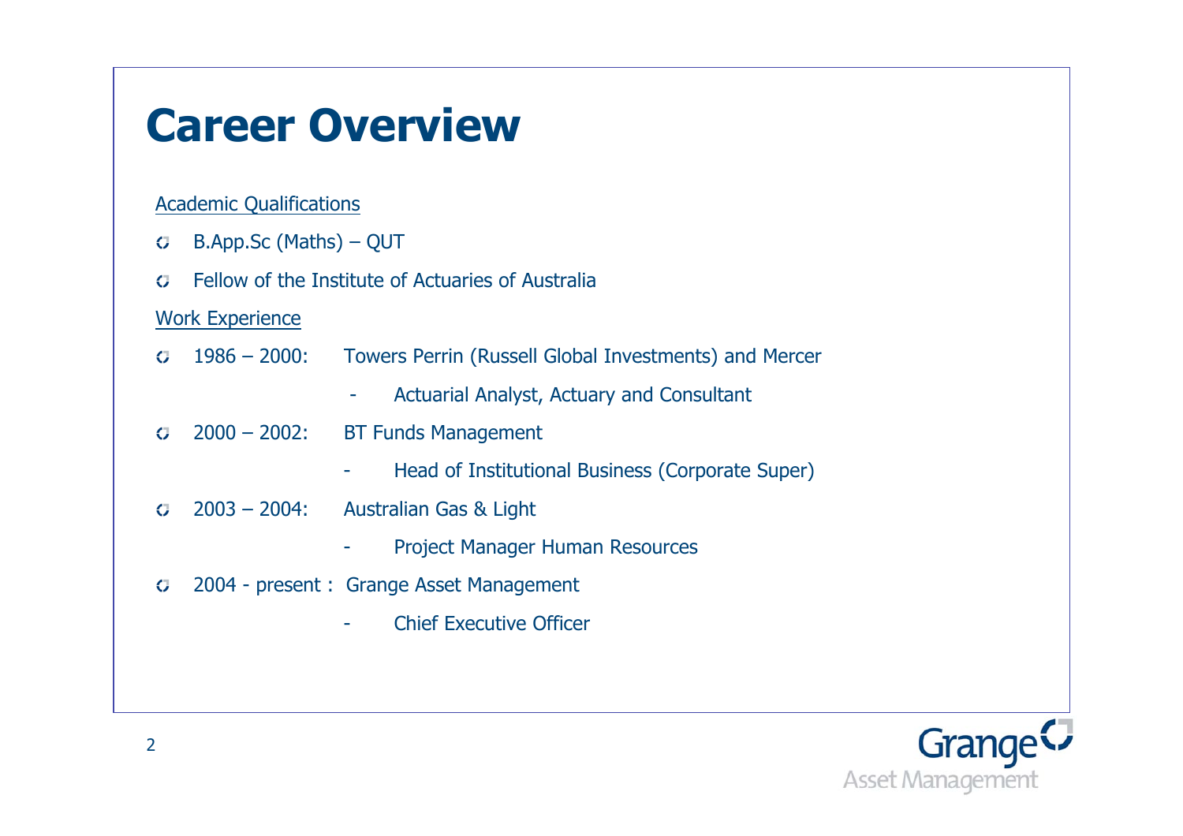# Career Overview

Academic Qualifications

- B.App.Sc (Maths) – QUT
- Fellow of the Institute of Actuaries of Australia

Work Experience

- 1986 – 2000: Towers Perrin (Russell Global Investments) and Mercer
  - Actuarial Analyst, Actuary and Consultant
- 2000 – 2002: BT Funds Management
  - Head of Institutional Business (Corporate Super)
- 2003 – 2004: Australian Gas & Light
  - Project Manager Human Resources
- 2004 - present : Grange Asset Management
  - Chief Executive Officer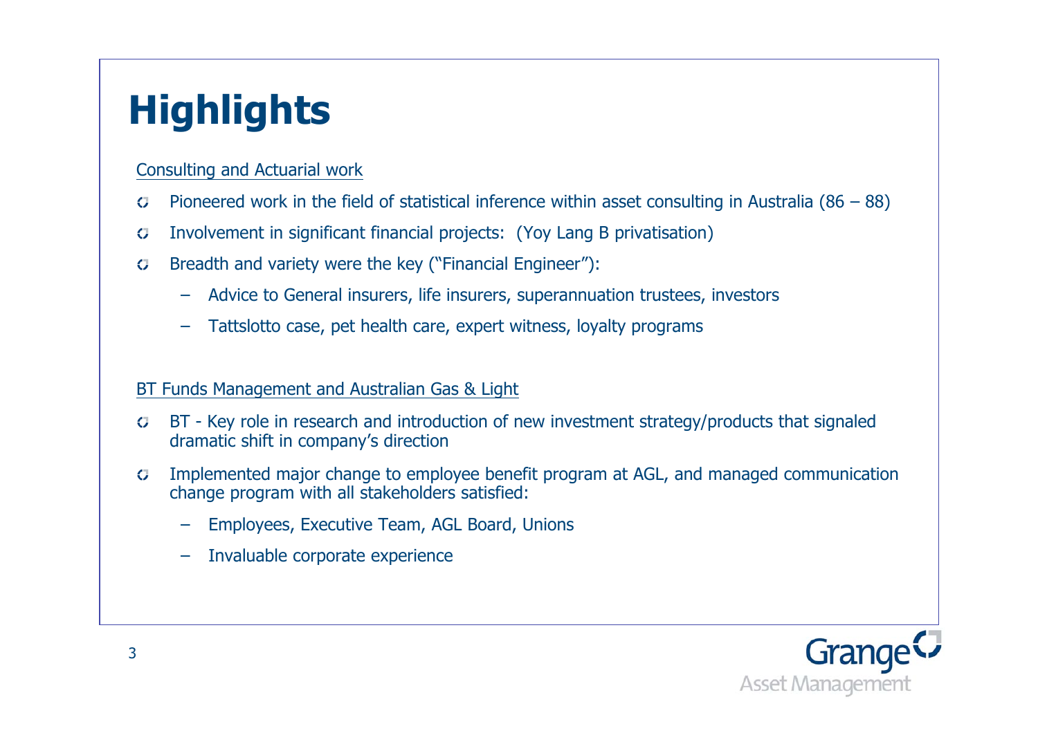# Highlights

Consulting and Actuarial work

- Pioneered work in the field of statistical inference within asset consulting in Australia (86 – 88)
- Involvement in significant financial projects: (Yoy Lang B privatisation)
- Breadth and variety were the key ("Financial Engineer"):
  - Advice to General insurers, life insurers, superannuation trustees, investors
  - Tattslotto case, pet health care, expert witness, loyalty programs

BT Funds Management and Australian Gas & Light

- BT - Key role in research and introduction of new investment strategy/products that signaled dramatic shift in company's direction
- Implemented major change to employee benefit program at AGL, and managed communication change program with all stakeholders satisfied:
  - Employees, Executive Team, AGL Board, Unions
  - Invaluable corporate experience

Grange Asset Management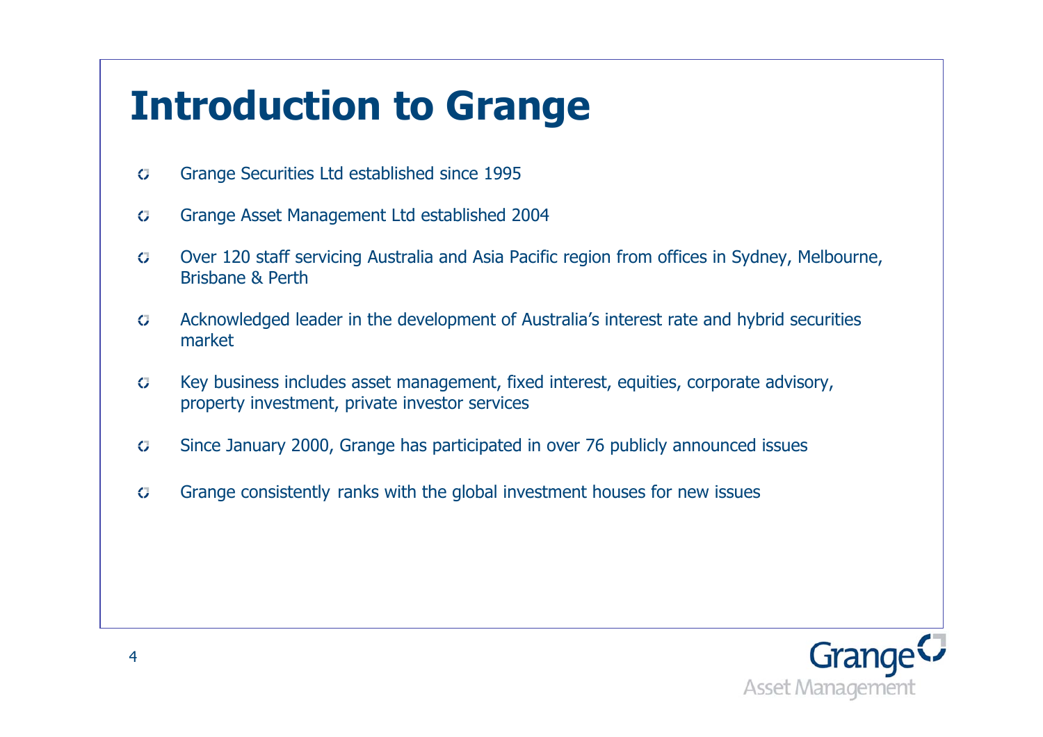# Introduction to Grange

- Grange Securities Ltd established since 1995
- Grange Asset Management Ltd established 2004
- Over 120 staff servicing Australia and Asia Pacific region from offices in Sydney, Melbourne, Brisbane & Perth
- Acknowledged leader in the development of Australia's interest rate and hybrid securities market
- Key business includes asset management, fixed interest, equities, corporate advisory, property investment, private investor services
- Since January 2000, Grange has participated in over 76 publicly announced issues
- Grange consistently ranks with the global investment houses for new issues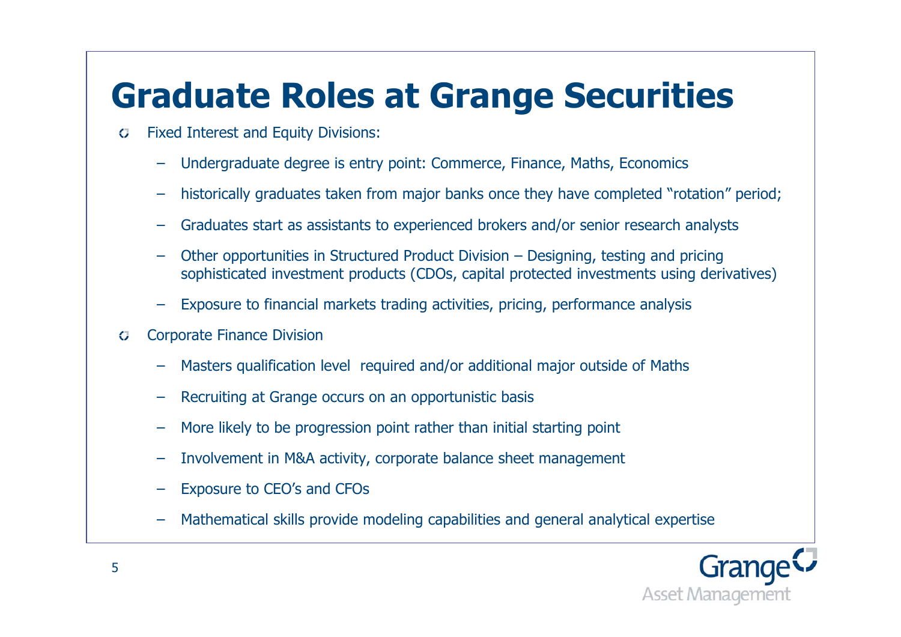# Graduate Roles at Grange Securities

- Fixed Interest and Equity Divisions:
  - Undergraduate degree is entry point: Commerce, Finance, Maths, Economics
  - historically graduates taken from major banks once they have completed "rotation" period;
  - Graduates start as assistants to experienced brokers and/or senior research analysts
  - Other opportunities in Structured Product Division – Designing, testing and pricing sophisticated investment products (CDOs, capital protected investments using derivatives)
  - Exposure to financial markets trading activities, pricing, performance analysis
- Corporate Finance Division
  - Masters qualification level required and/or additional major outside of Maths
  - Recruiting at Grange occurs on an opportunistic basis
  - More likely to be progression point rather than initial starting point
  - Involvement in M&A activity, corporate balance sheet management
  - Exposure to CEO's and CFOs
  - Mathematical skills provide modeling capabilities and general analytical expertise

Grange Asset Management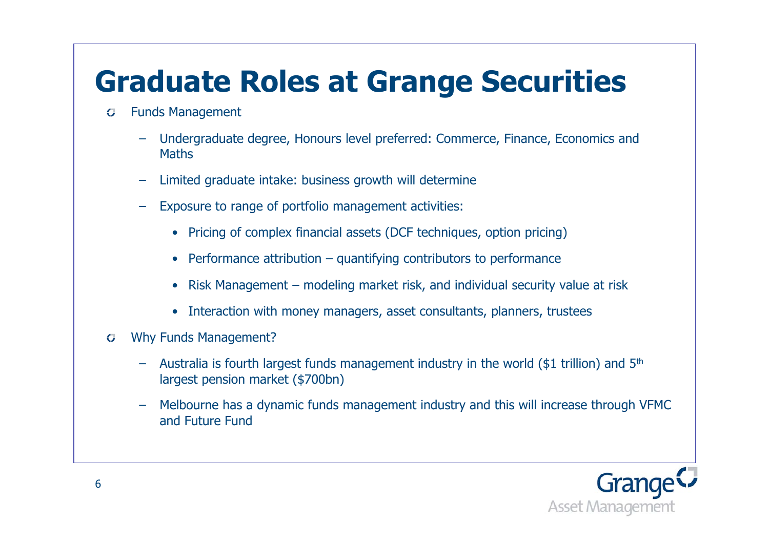# Graduate Roles at Grange Securities

- Funds Management
  - Undergraduate degree, Honours level preferred: Commerce, Finance, Economics and Maths
  - Limited graduate intake: business growth will determine
  - Exposure to range of portfolio management activities:
    - Pricing of complex financial assets (DCF techniques, option pricing)
    - Performance attribution – quantifying contributors to performance
    - Risk Management – modeling market risk, and individual security value at risk
    - Interaction with money managers, asset consultants, planners, trustees
- Why Funds Management?
  - Australia is fourth largest funds management industry in the world ($1 trillion) and 5th largest pension market ($700bn)
  - Melbourne has a dynamic funds management industry and this will increase through VFMC and Future Fund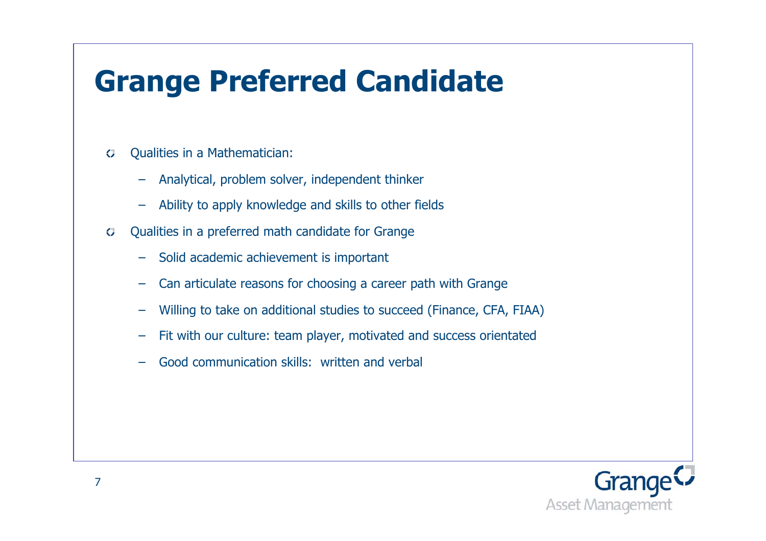# Grange Preferred Candidate

- Qualities in a Mathematician:
  - Analytical, problem solver, independent thinker
  - Ability to apply knowledge and skills to other fields
- Qualities in a preferred math candidate for Grange
  - Solid academic achievement is important
  - Can articulate reasons for choosing a career path with Grange
  - Willing to take on additional studies to succeed (Finance, CFA, FIAA)
  - Fit with our culture: team player, motivated and success orientated
  - Good communication skills: written and verbal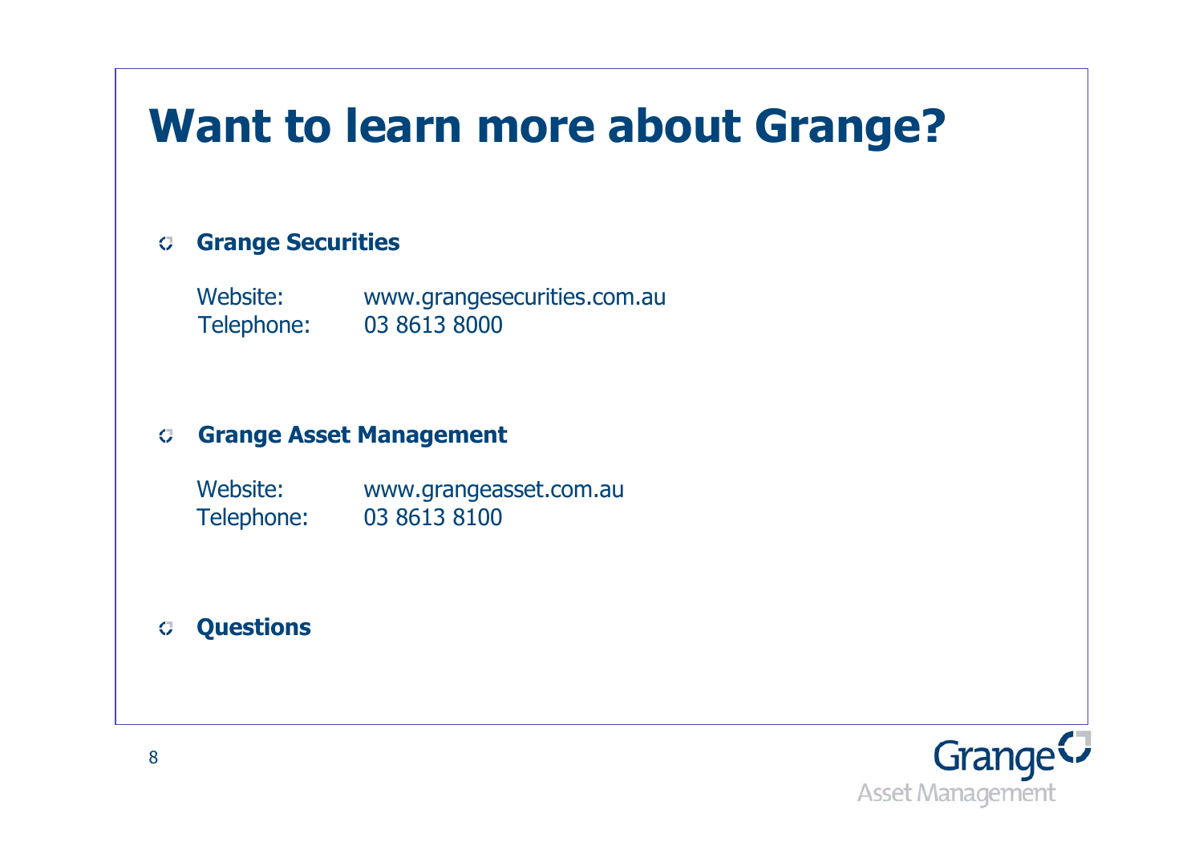# Want to learn more about Grange?

- **Grange Securities**

  Website: www.grangesecurities.com.au
  Telephone: 03 8613 8000

- **Grange Asset Management**

  Website: www.grangeasset.com.au
  Telephone: 03 8613 8100

- **Questions**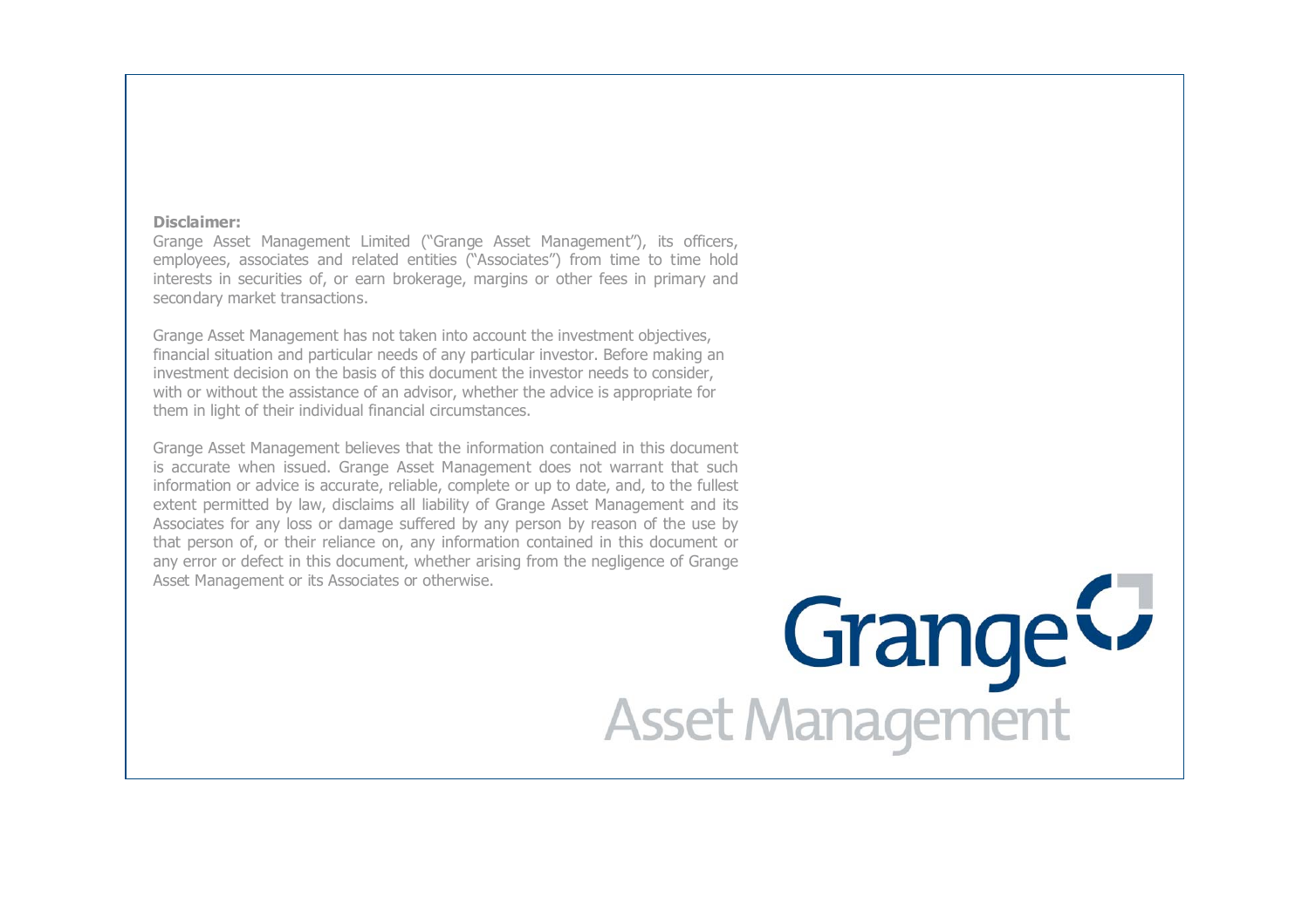**Disclaimer:**

Grange Asset Management Limited ("Grange Asset Management"), its officers, employees, associates and related entities ("Associates") from time to time hold interests in securities of, or earn brokerage, margins or other fees in primary and secondary market transactions.

Grange Asset Management has not taken into account the investment objectives, financial situation and particular needs of any particular investor. Before making an investment decision on the basis of this document the investor needs to consider, with or without the assistance of an advisor, whether the advice is appropriate for them in light of their individual financial circumstances.

Grange Asset Management believes that the information contained in this document is accurate when issued. Grange Asset Management does not warrant that such information or advice is accurate, reliable, complete or up to date, and, to the fullest extent permitted by law, disclaims all liability of Grange Asset Management and its Associates for any loss or damage suffered by any person by reason of the use by that person of, or their reliance on, any information contained in this document or any error or defect in this document, whether arising from the negligence of Grange Asset Management or its Associates or otherwise.

Grange
Asset Management